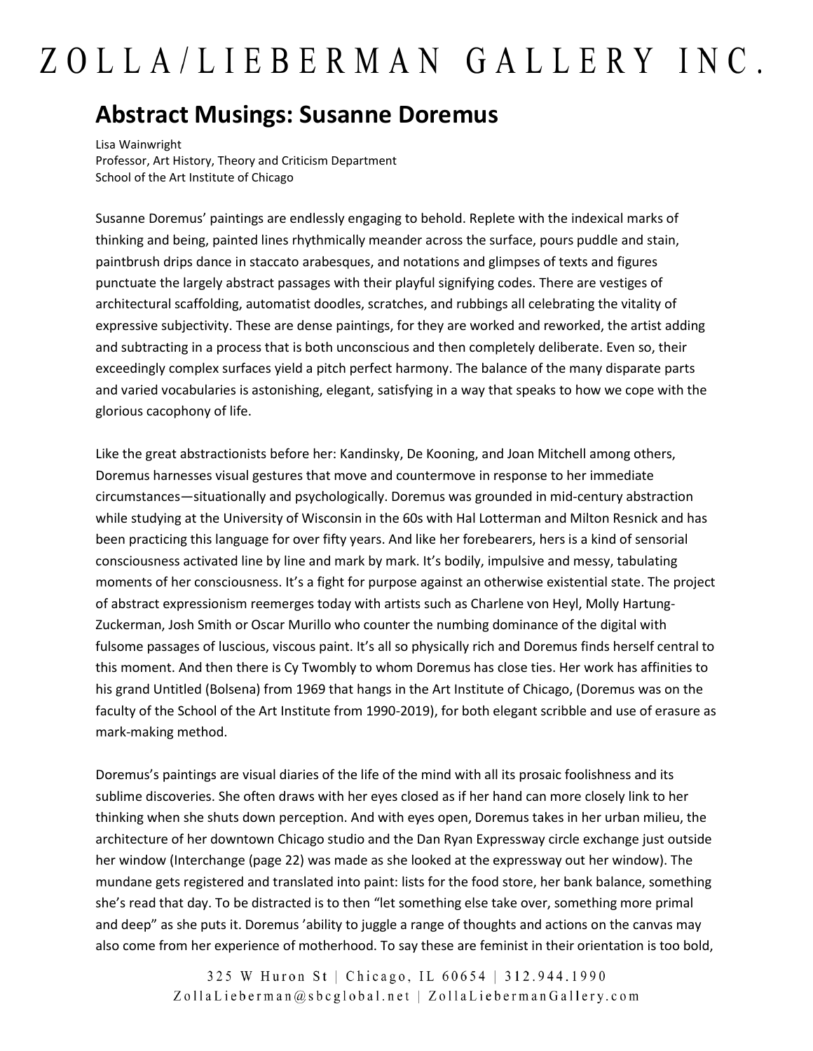ZOLLA/LIEBERMAN GALLERY INC.

# Abstract Musings: Susanne Doremus

Lisa Wainwright
Professor, Art History, Theory and Criticism Department
School of the Art Institute of Chicago

Susanne Doremus' paintings are endlessly engaging to behold. Replete with the indexical marks of thinking and being, painted lines rhythmically meander across the surface, pours puddle and stain, paintbrush drips dance in staccato arabesques, and notations and glimpses of texts and figures punctuate the largely abstract passages with their playful signifying codes. There are vestiges of architectural scaffolding, automatist doodles, scratches, and rubbings all celebrating the vitality of expressive subjectivity. These are dense paintings, for they are worked and reworked, the artist adding and subtracting in a process that is both unconscious and then completely deliberate. Even so, their exceedingly complex surfaces yield a pitch perfect harmony. The balance of the many disparate parts and varied vocabularies is astonishing, elegant, satisfying in a way that speaks to how we cope with the glorious cacophony of life.

Like the great abstractionists before her: Kandinsky, De Kooning, and Joan Mitchell among others, Doremus harnesses visual gestures that move and countermove in response to her immediate circumstances—situationally and psychologically. Doremus was grounded in mid-century abstraction while studying at the University of Wisconsin in the 60s with Hal Lotterman and Milton Resnick and has been practicing this language for over fifty years. And like her forebearers, hers is a kind of sensorial consciousness activated line by line and mark by mark. It's bodily, impulsive and messy, tabulating moments of her consciousness. It's a fight for purpose against an otherwise existential state. The project of abstract expressionism reemerges today with artists such as Charlene von Heyl, Molly Hartung-Zuckerman, Josh Smith or Oscar Murillo who counter the numbing dominance of the digital with fulsome passages of luscious, viscous paint. It's all so physically rich and Doremus finds herself central to this moment. And then there is Cy Twombly to whom Doremus has close ties. Her work has affinities to his grand Untitled (Bolsena) from 1969 that hangs in the Art Institute of Chicago, (Doremus was on the faculty of the School of the Art Institute from 1990-2019), for both elegant scribble and use of erasure as mark-making method.

Doremus's paintings are visual diaries of the life of the mind with all its prosaic foolishness and its sublime discoveries. She often draws with her eyes closed as if her hand can more closely link to her thinking when she shuts down perception. And with eyes open, Doremus takes in her urban milieu, the architecture of her downtown Chicago studio and the Dan Ryan Expressway circle exchange just outside her window (Interchange (page 22) was made as she looked at the expressway out her window). The mundane gets registered and translated into paint: lists for the food store, her bank balance, something she's read that day. To be distracted is to then "let something else take over, something more primal and deep" as she puts it. Doremus 'ability to juggle a range of thoughts and actions on the canvas may also come from her experience of motherhood. To say these are feminist in their orientation is too bold,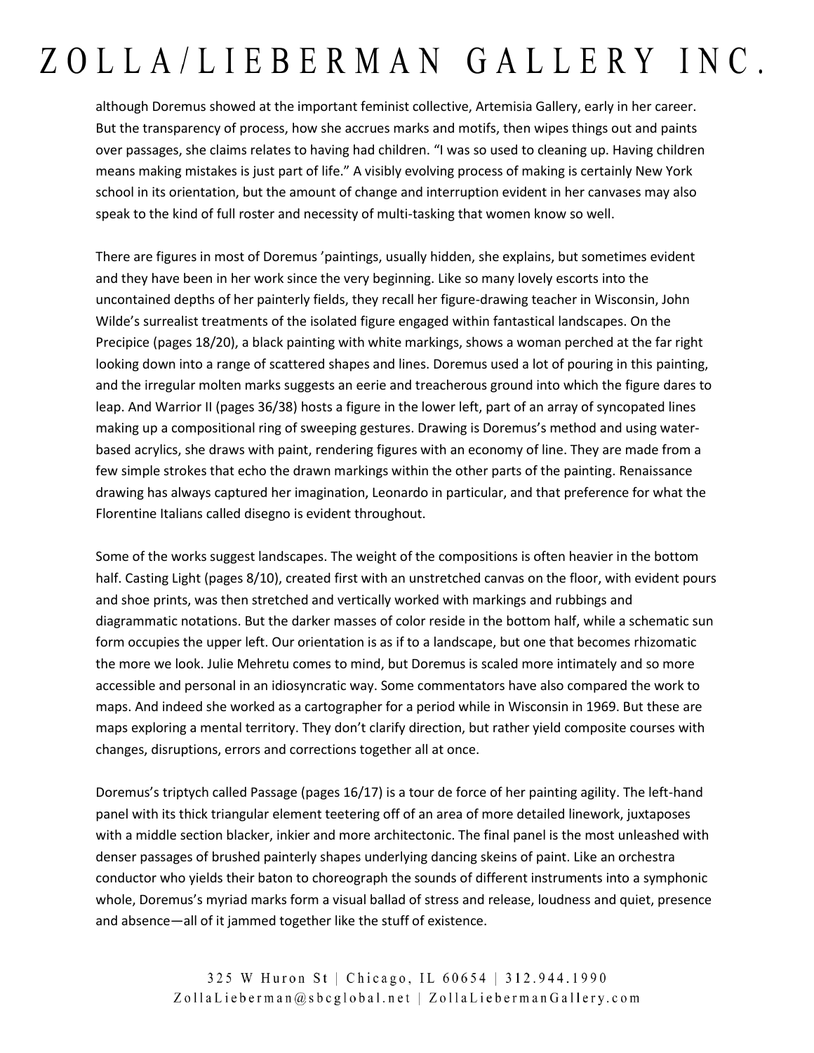although Doremus showed at the important feminist collective, Artemisia Gallery, early in her career. But the transparency of process, how she accrues marks and motifs, then wipes things out and paints over passages, she claims relates to having had children. "I was so used to cleaning up. Having children means making mistakes is just part of life." A visibly evolving process of making is certainly New York school in its orientation, but the amount of change and interruption evident in her canvases may also speak to the kind of full roster and necessity of multi-tasking that women know so well.

There are figures in most of Doremus 'paintings, usually hidden, she explains, but sometimes evident and they have been in her work since the very beginning. Like so many lovely escorts into the uncontained depths of her painterly fields, they recall her figure-drawing teacher in Wisconsin, John Wilde's surrealist treatments of the isolated figure engaged within fantastical landscapes. On the Precipice (pages 18/20), a black painting with white markings, shows a woman perched at the far right looking down into a range of scattered shapes and lines. Doremus used a lot of pouring in this painting, and the irregular molten marks suggests an eerie and treacherous ground into which the figure dares to leap. And Warrior II (pages 36/38) hosts a figure in the lower left, part of an array of syncopated lines making up a compositional ring of sweeping gestures. Drawing is Doremus's method and using water-based acrylics, she draws with paint, rendering figures with an economy of line. They are made from a few simple strokes that echo the drawn markings within the other parts of the painting. Renaissance drawing has always captured her imagination, Leonardo in particular, and that preference for what the Florentine Italians called disegno is evident throughout.

Some of the works suggest landscapes. The weight of the compositions is often heavier in the bottom half. Casting Light (pages 8/10), created first with an unstretched canvas on the floor, with evident pours and shoe prints, was then stretched and vertically worked with markings and rubbings and diagrammatic notations. But the darker masses of color reside in the bottom half, while a schematic sun form occupies the upper left. Our orientation is as if to a landscape, but one that becomes rhizomatic the more we look. Julie Mehretu comes to mind, but Doremus is scaled more intimately and so more accessible and personal in an idiosyncratic way. Some commentators have also compared the work to maps. And indeed she worked as a cartographer for a period while in Wisconsin in 1969. But these are maps exploring a mental territory. They don't clarify direction, but rather yield composite courses with changes, disruptions, errors and corrections together all at once.

Doremus's triptych called Passage (pages 16/17) is a tour de force of her painting agility. The left-hand panel with its thick triangular element teetering off of an area of more detailed linework, juxtaposes with a middle section blacker, inkier and more architectonic. The final panel is the most unleashed with denser passages of brushed painterly shapes underlying dancing skeins of paint. Like an orchestra conductor who yields their baton to choreograph the sounds of different instruments into a symphonic whole, Doremus's myriad marks form a visual ballad of stress and release, loudness and quiet, presence and absence—all of it jammed together like the stuff of existence.